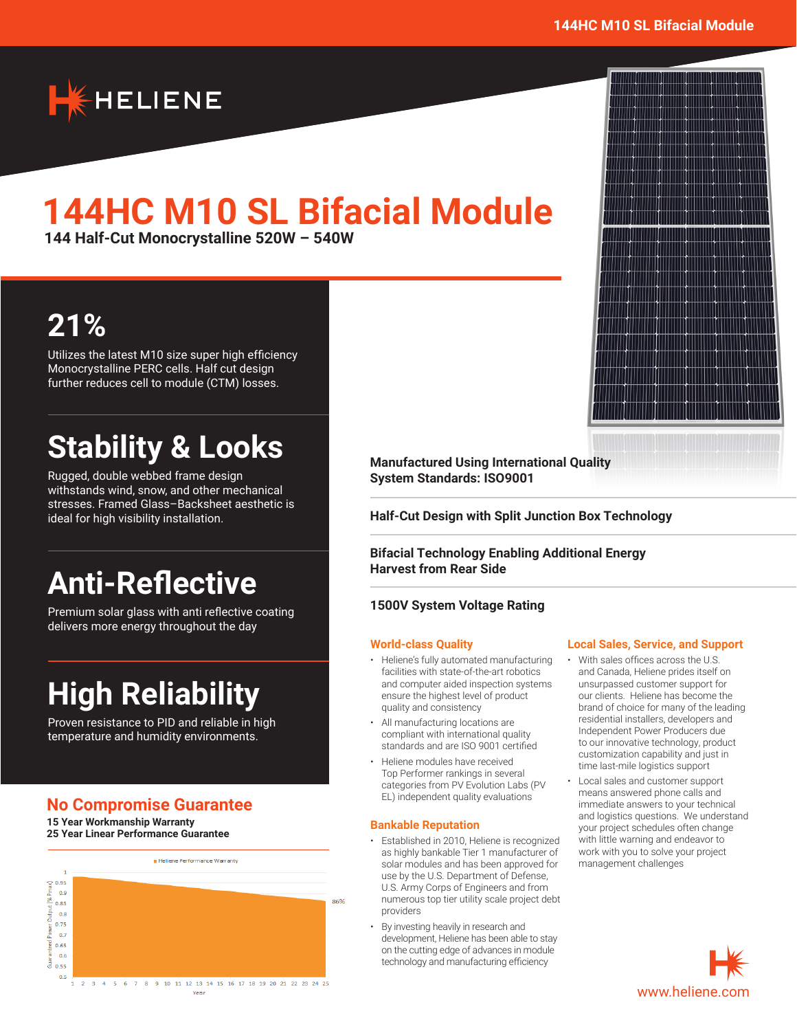# 144HC M10 SL Bifacial Module

**144 Half-Cut Monocrystalline 520W – 540W**

## 21%

Utilizes the latest M10 size super high efficiency Monocrystalline PERC cells. Half cut design further reduces cell to module (CTM) losses.

## Stability & Looks

Rugged, double webbed frame design withstands wind, snow, and other mechanical stresses. Framed Glass–Backsheet aesthetic is ideal for high visibility installation.

## Anti-Reflective

Premium solar glass with anti reflective coating delivers more energy throughout the day

## High Reliability

Proven resistance to PID and reliable in high temperature and humidity environments.

## No Compromise Guarantee

**15 Year Workmanship Warranty**
**25 Year Linear Performance Guarantee**

Heliene Performance Warranty

Guaranteed Power Output [% Pmax] vs. Year (1–25): 86%

**Manufactured Using International Quality System Standards: ISO9001**

**Half-Cut Design with Split Junction Box Technology**

**Bifacial Technology Enabling Additional Energy Harvest from Rear Side**

**1500V System Voltage Rating**

### World-class Quality

- Heliene's fully automated manufacturing facilities with state-of-the-art robotics and computer aided inspection systems ensure the highest level of product quality and consistency
- All manufacturing locations are compliant with international quality standards and are ISO 9001 certified
- Heliene modules have received Top Performer rankings in several categories from PV Evolution Labs (PV EL) independent quality evaluations

### Bankable Reputation

- Established in 2010, Heliene is recognized as highly bankable Tier 1 manufacturer of solar modules and has been approved for use by the U.S. Department of Defense, U.S. Army Corps of Engineers and from numerous top tier utility scale project debt providers
- By investing heavily in research and development, Heliene has been able to stay on the cutting edge of advances in module technology and manufacturing efficiency

### Local Sales, Service, and Support

- With sales offices across the U.S. and Canada, Heliene prides itself on unsurpassed customer support for our clients. Heliene has become the brand of choice for many of the leading residential installers, developers and Independent Power Producers due to our innovative technology, product customization capability and just in time last-mile logistics support
- Local sales and customer support means answered phone calls and immediate answers to your technical and logistics questions. We understand your project schedules often change with little warning and endeavor to work with you to solve your project management challenges

www.heliene.com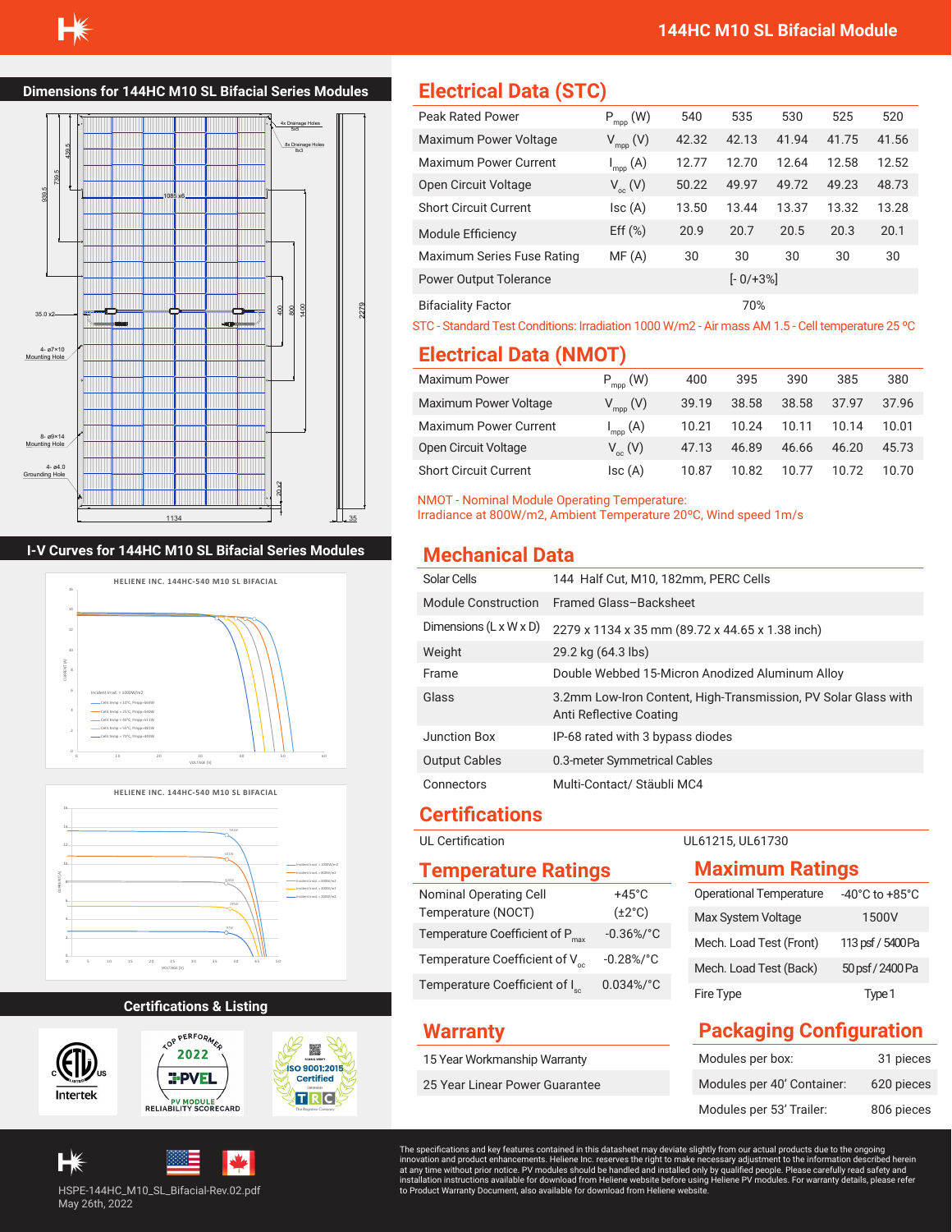# 144HC M10 SL Bifacial Module

## Dimensions for 144HC M10 SL Bifacial Series Modules

4x Drainage Holes 5x5

8x Drainage Holes 8x3

939.5
739.5
439.5
1085 x6
35.0 x2
4- ø7×10 Mounting Hole
8- ø9×14 Mounting Hole
4- ø4.0 Grounding Hole
400
800
1400
2279
20 x2
1134
35

## I-V Curves for 144HC M10 SL Bifacial Series Modules

HELIENE INC. 144HC-540 M10 SL BIFACIAL

HELIENE INC. 144HC-540 M10 SL BIFACIAL

## Certifications & Listing

Intertek

TOP PERFORMER 2022 PVEL PV MODULE RELIABILITY SCORECARD

ISO 9001:2015 Certified TRC

## Electrical Data (STC)

| | | | | | | |
|---|---|---|---|---|---|---|
| Peak Rated Power | $P_{mpp}$ (W) | 540 | 535 | 530 | 525 | 520 |
| Maximum Power Voltage | $V_{mpp}$ (V) | 42.32 | 42.13 | 41.94 | 41.75 | 41.56 |
| Maximum Power Current | $I_{mpp}$ (A) | 12.77 | 12.70 | 12.64 | 12.58 | 12.52 |
| Open Circuit Voltage | $V_{oc}$ (V) | 50.22 | 49.97 | 49.72 | 49.23 | 48.73 |
| Short Circuit Current | Isc (A) | 13.50 | 13.44 | 13.37 | 13.32 | 13.28 |
| Module Efficiency | Eff (%) | 20.9 | 20.7 | 20.5 | 20.3 | 20.1 |
| Maximum Series Fuse Rating | MF (A) | 30 | 30 | 30 | 30 | 30 |
| Power Output Tolerance | | [- 0/+3%] | | | | |
| Bifaciality Factor | | 70% | | | | |

STC - Standard Test Conditions: Irradiation 1000 W/m2 - Air mass AM 1.5 - Cell temperature 25 ºC

## Electrical Data (NMOT)

| | | | | | | |
|---|---|---|---|---|---|---|
| Maximum Power | $P_{mpp}$ (W) | 400 | 395 | 390 | 385 | 380 |
| Maximum Power Voltage | $V_{mpp}$ (V) | 39.19 | 38.58 | 38.58 | 37.97 | 37.96 |
| Maximum Power Current | $I_{mpp}$ (A) | 10.21 | 10.24 | 10.11 | 10.14 | 10.01 |
| Open Circuit Voltage | $V_{oc}$ (V) | 47.13 | 46.89 | 46.66 | 46.20 | 45.73 |
| Short Circuit Current | Isc (A) | 10.87 | 10.82 | 10.77 | 10.72 | 10.70 |

NMOT - Nominal Module Operating Temperature:
Irradiance at 800W/m2, Ambient Temperature 20ºC, Wind speed 1m/s

## Mechanical Data

| | |
|---|---|
| Solar Cells | 144 Half Cut, M10, 182mm, PERC Cells |
| Module Construction | Framed Glass–Backsheet |
| Dimensions (L x W x D) | 2279 x 1134 x 35 mm (89.72 x 44.65 x 1.38 inch) |
| Weight | 29.2 kg (64.3 lbs) |
| Frame | Double Webbed 15-Micron Anodized Aluminum Alloy |
| Glass | 3.2mm Low-Iron Content, High-Transmission, PV Solar Glass with Anti Reflective Coating |
| Junction Box | IP-68 rated with 3 bypass diodes |
| Output Cables | 0.3-meter Symmetrical Cables |
| Connectors | Multi-Contact/ Stäubli MC4 |

## Certifications

| | |
|---|---|
| UL Certification | UL61215, UL61730 |

## Temperature Ratings

| | |
|---|---|
| Nominal Operating Cell Temperature (NOCT) | +45°C (±2°C) |
| Temperature Coefficient of $P_{max}$ | -0.36%/°C |
| Temperature Coefficient of $V_{oc}$ | -0.28%/°C |
| Temperature Coefficient of $I_{sc}$ | 0.034%/°C |

## Maximum Ratings

| | |
|---|---|
| Operational Temperature | -40°C to +85°C |
| Max System Voltage | 1500V |
| Mech. Load Test (Front) | 113 psf / 5400 Pa |
| Mech. Load Test (Back) | 50 psf / 2400 Pa |
| Fire Type | Type 1 |

## Warranty

15 Year Workmanship Warranty

25 Year Linear Power Guarantee

## Packaging Configuration

| | |
|---|---|
| Modules per box: | 31 pieces |
| Modules per 40' Container: | 620 pieces |
| Modules per 53' Trailer: | 806 pieces |

HSPE-144HC_M10_SL_Bifacial-Rev.02.pdf
May 26th, 2022

The specifications and key features contained in this datasheet may deviate slightly from our actual products due to the ongoing innovation and product enhancements. Heliene Inc. reserves the right to make necessary adjustment to the information described herein at any time without prior notice. PV modules should be handled and installed only by qualified people. Please carefully read safety and installation instructions available for download from Heliene website before using Heliene PV modules. For warranty details, please refer to Product Warranty Document, also available for download from Heliene website.